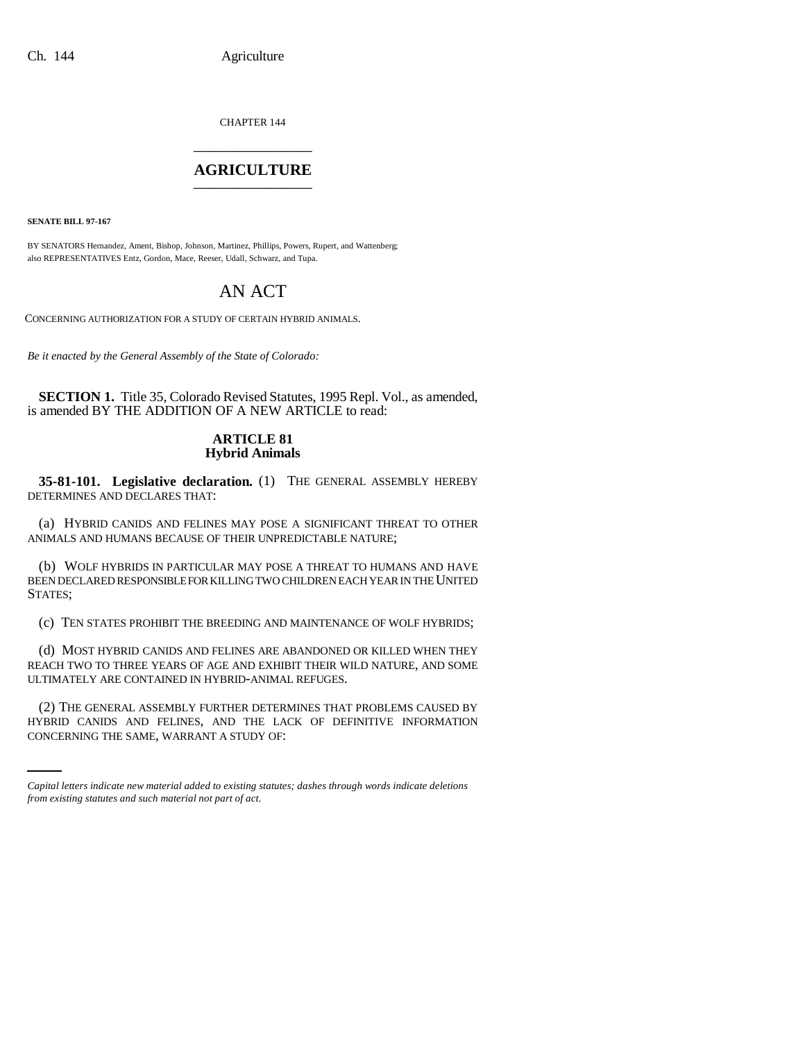CHAPTER 144

# AGRICULTURE

**SENATE BILL 97-167**

BY SENATORS Hernandez, Ament, Bishop, Johnson, Martinez, Phillips, Powers, Rupert, and Wattenberg;
also REPRESENTATIVES Entz, Gordon, Mace, Reeser, Udall, Schwarz, and Tupa.

# AN ACT

CONCERNING AUTHORIZATION FOR A STUDY OF CERTAIN HYBRID ANIMALS.

*Be it enacted by the General Assembly of the State of Colorado:*

**SECTION 1.** Title 35, Colorado Revised Statutes, 1995 Repl. Vol., as amended, is amended BY THE ADDITION OF A NEW ARTICLE to read:

## ARTICLE 81
## Hybrid Animals

**35-81-101. Legislative declaration.** (1) THE GENERAL ASSEMBLY HEREBY DETERMINES AND DECLARES THAT:

(a) HYBRID CANIDS AND FELINES MAY POSE A SIGNIFICANT THREAT TO OTHER ANIMALS AND HUMANS BECAUSE OF THEIR UNPREDICTABLE NATURE;

(b) WOLF HYBRIDS IN PARTICULAR MAY POSE A THREAT TO HUMANS AND HAVE BEEN DECLARED RESPONSIBLE FOR KILLING TWO CHILDREN EACH YEAR IN THE UNITED STATES;

(c) TEN STATES PROHIBIT THE BREEDING AND MAINTENANCE OF WOLF HYBRIDS;

(d) MOST HYBRID CANIDS AND FELINES ARE ABANDONED OR KILLED WHEN THEY REACH TWO TO THREE YEARS OF AGE AND EXHIBIT THEIR WILD NATURE, AND SOME ULTIMATELY ARE CONTAINED IN HYBRID-ANIMAL REFUGES.

(2) THE GENERAL ASSEMBLY FURTHER DETERMINES THAT PROBLEMS CAUSED BY HYBRID CANIDS AND FELINES, AND THE LACK OF DEFINITIVE INFORMATION CONCERNING THE SAME, WARRANT A STUDY OF:

---

*Capital letters indicate new material added to existing statutes; dashes through words indicate deletions from existing statutes and such material not part of act.*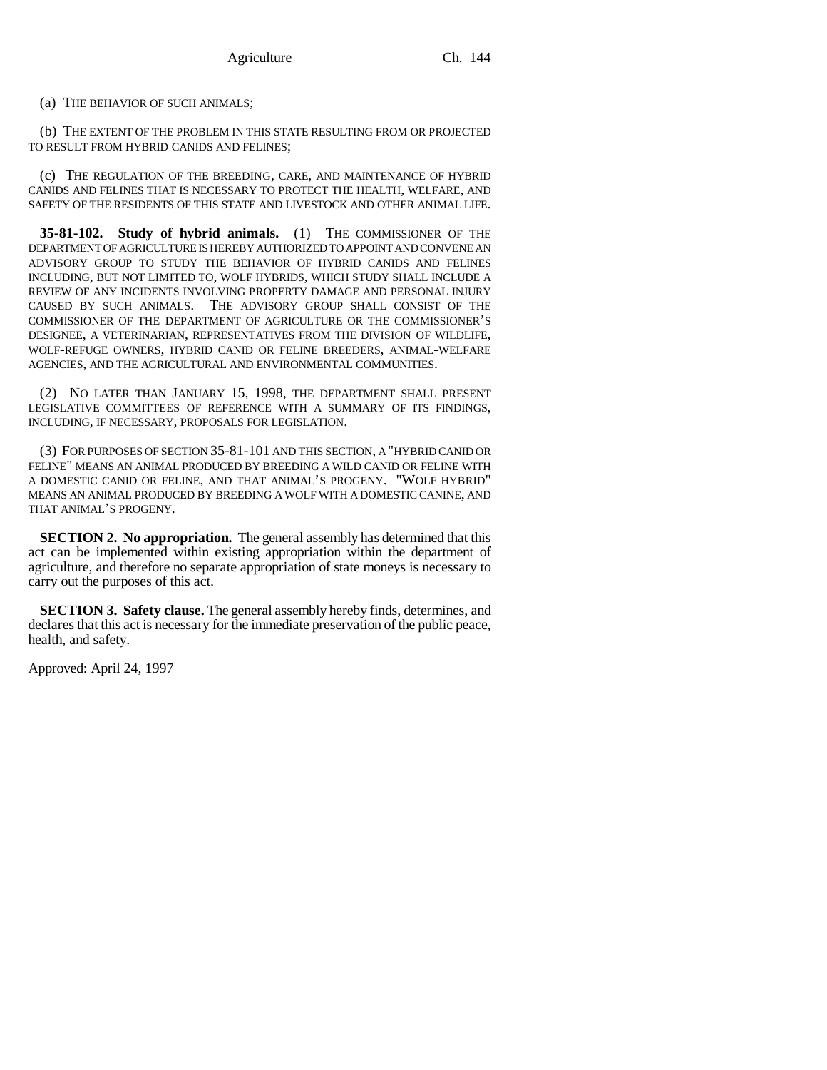(a) THE BEHAVIOR OF SUCH ANIMALS;

(b) THE EXTENT OF THE PROBLEM IN THIS STATE RESULTING FROM OR PROJECTED TO RESULT FROM HYBRID CANIDS AND FELINES;

(c) THE REGULATION OF THE BREEDING, CARE, AND MAINTENANCE OF HYBRID CANIDS AND FELINES THAT IS NECESSARY TO PROTECT THE HEALTH, WELFARE, AND SAFETY OF THE RESIDENTS OF THIS STATE AND LIVESTOCK AND OTHER ANIMAL LIFE.

**35-81-102. Study of hybrid animals.** (1) THE COMMISSIONER OF THE DEPARTMENT OF AGRICULTURE IS HEREBY AUTHORIZED TO APPOINT AND CONVENE AN ADVISORY GROUP TO STUDY THE BEHAVIOR OF HYBRID CANIDS AND FELINES INCLUDING, BUT NOT LIMITED TO, WOLF HYBRIDS, WHICH STUDY SHALL INCLUDE A REVIEW OF ANY INCIDENTS INVOLVING PROPERTY DAMAGE AND PERSONAL INJURY CAUSED BY SUCH ANIMALS. THE ADVISORY GROUP SHALL CONSIST OF THE COMMISSIONER OF THE DEPARTMENT OF AGRICULTURE OR THE COMMISSIONER'S DESIGNEE, A VETERINARIAN, REPRESENTATIVES FROM THE DIVISION OF WILDLIFE, WOLF-REFUGE OWNERS, HYBRID CANID OR FELINE BREEDERS, ANIMAL-WELFARE AGENCIES, AND THE AGRICULTURAL AND ENVIRONMENTAL COMMUNITIES.

(2) NO LATER THAN JANUARY 15, 1998, THE DEPARTMENT SHALL PRESENT LEGISLATIVE COMMITTEES OF REFERENCE WITH A SUMMARY OF ITS FINDINGS, INCLUDING, IF NECESSARY, PROPOSALS FOR LEGISLATION.

(3) FOR PURPOSES OF SECTION 35-81-101 AND THIS SECTION, A "HYBRID CANID OR FELINE" MEANS AN ANIMAL PRODUCED BY BREEDING A WILD CANID OR FELINE WITH A DOMESTIC CANID OR FELINE, AND THAT ANIMAL'S PROGENY. "WOLF HYBRID" MEANS AN ANIMAL PRODUCED BY BREEDING A WOLF WITH A DOMESTIC CANINE, AND THAT ANIMAL'S PROGENY.

**SECTION 2. No appropriation.** The general assembly has determined that this act can be implemented within existing appropriation within the department of agriculture, and therefore no separate appropriation of state moneys is necessary to carry out the purposes of this act.

**SECTION 3. Safety clause.** The general assembly hereby finds, determines, and declares that this act is necessary for the immediate preservation of the public peace, health, and safety.

Approved: April 24, 1997